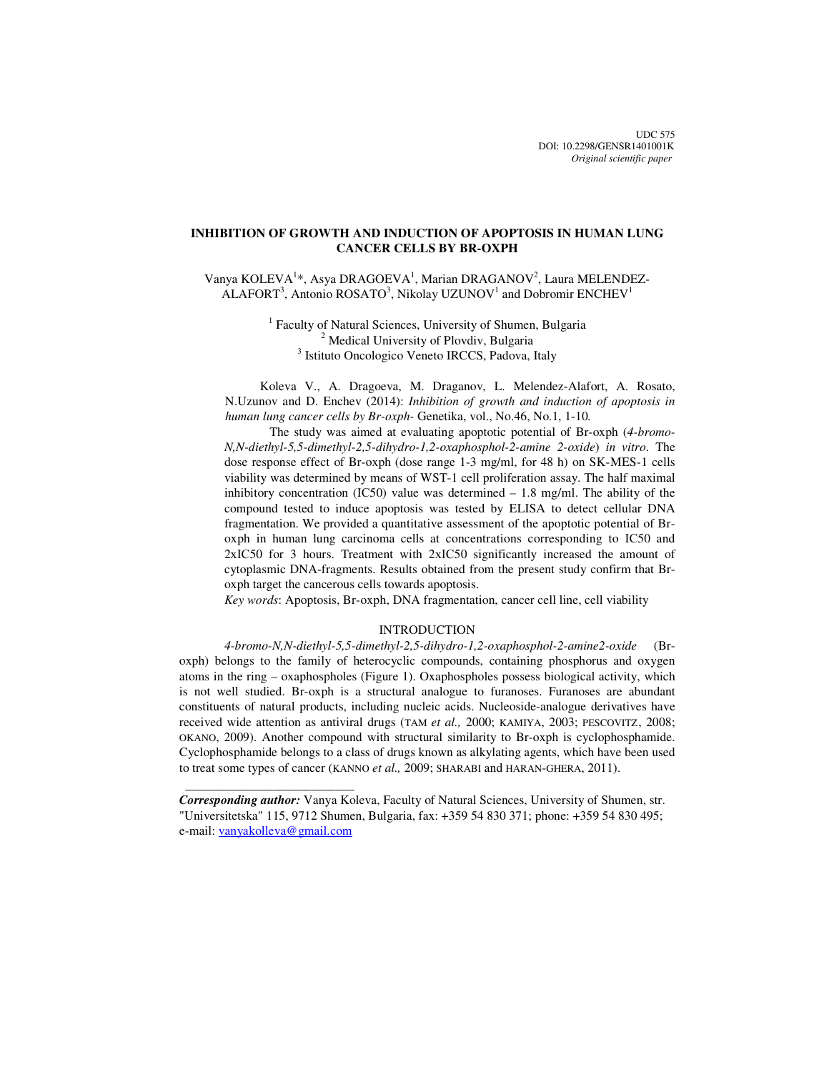UDC 575
DOI: 10.2298/GENSR1401001K
*Original scientific paper*

# INHIBITION OF GROWTH AND INDUCTION OF APOPTOSIS IN HUMAN LUNG CANCER CELLS BY BR-OXPH

Vanya KOLEVA[1]*, Asya DRAGOEVA[1], Marian DRAGANOV[2], Laura MELENDEZ-ALAFORT[3], Antonio ROSATO[3], Nikolay UZUNOV[1] and Dobromir ENCHEV[1]

[1] Faculty of Natural Sciences, University of Shumen, Bulgaria
[2] Medical University of Plovdiv, Bulgaria
[3] Istituto Oncologico Veneto IRCCS, Padova, Italy

Koleva V., A. Dragoeva, M. Draganov, L. Melendez-Alafort, A. Rosato, N.Uzunov and D. Enchev (2014): *Inhibition of growth and induction of apoptosis in human lung cancer cells by Br-oxph-* Genetika, vol., No.46, No.1, 1-10.

The study was aimed at evaluating apoptotic potential of Br-oxph (*4-bromo-N,N-diethyl-5,5-dimethyl-2,5-dihydro-1,2-oxaphosphol-2-amine 2-oxide*) *in vitro*. The dose response effect of Br-oxph (dose range 1-3 mg/ml, for 48 h) on SK-MES-1 cells viability was determined by means of WST-1 cell proliferation assay. The half maximal inhibitory concentration (IC50) value was determined – 1.8 mg/ml. The ability of the compound tested to induce apoptosis was tested by ELISA to detect cellular DNA fragmentation. We provided a quantitative assessment of the apoptotic potential of Br-oxph in human lung carcinoma cells at concentrations corresponding to IC50 and 2xIC50 for 3 hours. Treatment with 2xIC50 significantly increased the amount of cytoplasmic DNA-fragments. Results obtained from the present study confirm that Br-oxph target the cancerous cells towards apoptosis.

*Key words*: Apoptosis, Br-oxph, DNA fragmentation, cancer cell line, cell viability

## INTRODUCTION

*4-bromo-N,N-diethyl-5,5-dimethyl-2,5-dihydro-1,2-oxaphosphol-2-amine2-oxide* (Br-oxph) belongs to the family of heterocyclic compounds, containing phosphorus and oxygen atoms in the ring – oxaphospholes (Figure 1). Oxaphospholes possess biological activity, which is not well studied. Br-oxph is a structural analogue to furanoses. Furanoses are abundant constituents of natural products, including nucleic acids. Nucleoside-analogue derivatives have received wide attention as antiviral drugs (TAM *et al.,* 2000; KAMIYA, 2003; PESCOVITZ, 2008; OKANO, 2009). Another compound with structural similarity to Br-oxph is cyclophosphamide. Cyclophosphamide belongs to a class of drugs known as alkylating agents, which have been used to treat some types of cancer (KANNO *et al.,* 2009; SHARABI and HARAN-GHERA, 2011).

---

***Corresponding author:*** Vanya Koleva, Faculty of Natural Sciences, University of Shumen, str. "Universitetska" 115, 9712 Shumen, Bulgaria, fax: +359 54 830 371; phone: +359 54 830 495; e-mail: vanyakolleva@gmail.com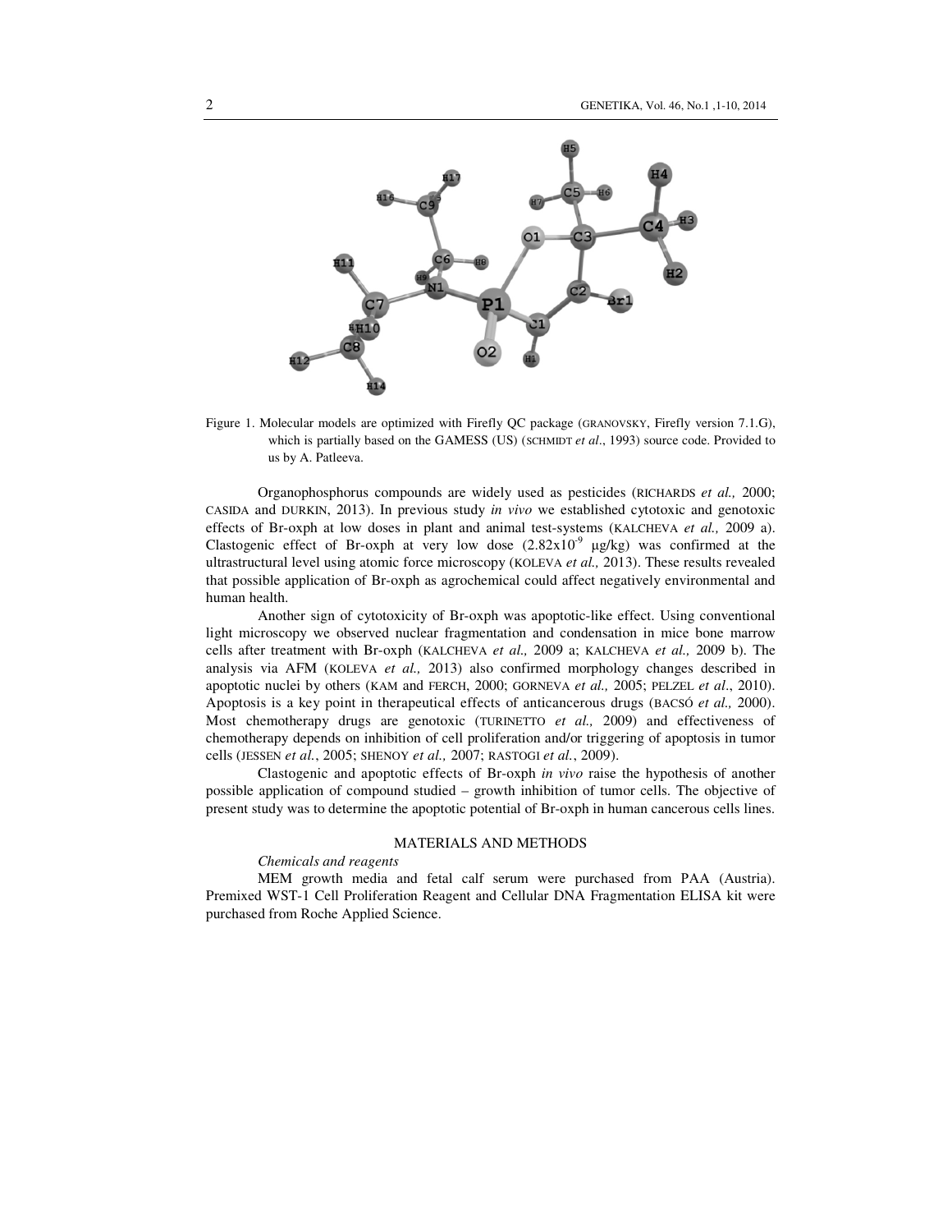Figure 1. Molecular models are optimized with Firefly QC package (GRANOVSKY, Firefly version 7.1.G), which is partially based on the GAMESS (US) (SCHMIDT *et al*., 1993) source code. Provided to us by A. Patleeva.

Organophosphorus compounds are widely used as pesticides (RICHARDS *et al.,* 2000; CASIDA and DURKIN, 2013). In previous study *in vivo* we established cytotoxic and genotoxic effects of Br-oxph at low doses in plant and animal test-systems (KALCHEVA *et al.,* 2009 a). Clastogenic effect of Br-oxph at very low dose ($2.82 \times 10^{-9}$ µg/kg) was confirmed at the ultrastructural level using atomic force microscopy (KOLEVA *et al.,* 2013). These results revealed that possible application of Br-oxph as agrochemical could affect negatively environmental and human health.

Another sign of cytotoxicity of Br-oxph was apoptotic-like effect. Using conventional light microscopy we observed nuclear fragmentation and condensation in mice bone marrow cells after treatment with Br-oxph (KALCHEVA *et al.,* 2009 a; KALCHEVA *et al.,* 2009 b). The analysis via AFM (KOLEVA *et al.,* 2013) also confirmed morphology changes described in apoptotic nuclei by others (KAM and FERCH, 2000; GORNEVA *et al.,* 2005; PELZEL *et al*., 2010). Apoptosis is a key point in therapeutical effects of anticancerous drugs (BACSÓ *et al.,* 2000). Most chemotherapy drugs are genotoxic (TURINETTO *et al.,* 2009) and effectiveness of chemotherapy depends on inhibition of cell proliferation and/or triggering of apoptosis in tumor cells (JESSEN *et al.*, 2005; SHENOY *et al.,* 2007; RASTOGI *et al.*, 2009).

Clastogenic and apoptotic effects of Br-oxph *in vivo* raise the hypothesis of another possible application of compound studied – growth inhibition of tumor cells. The objective of present study was to determine the apoptotic potential of Br-oxph in human cancerous cells lines.

## MATERIALS AND METHODS

*Chemicals and reagents*

MEM growth media and fetal calf serum were purchased from PAA (Austria). Premixed WST-1 Cell Proliferation Reagent and Cellular DNA Fragmentation ELISA kit were purchased from Roche Applied Science.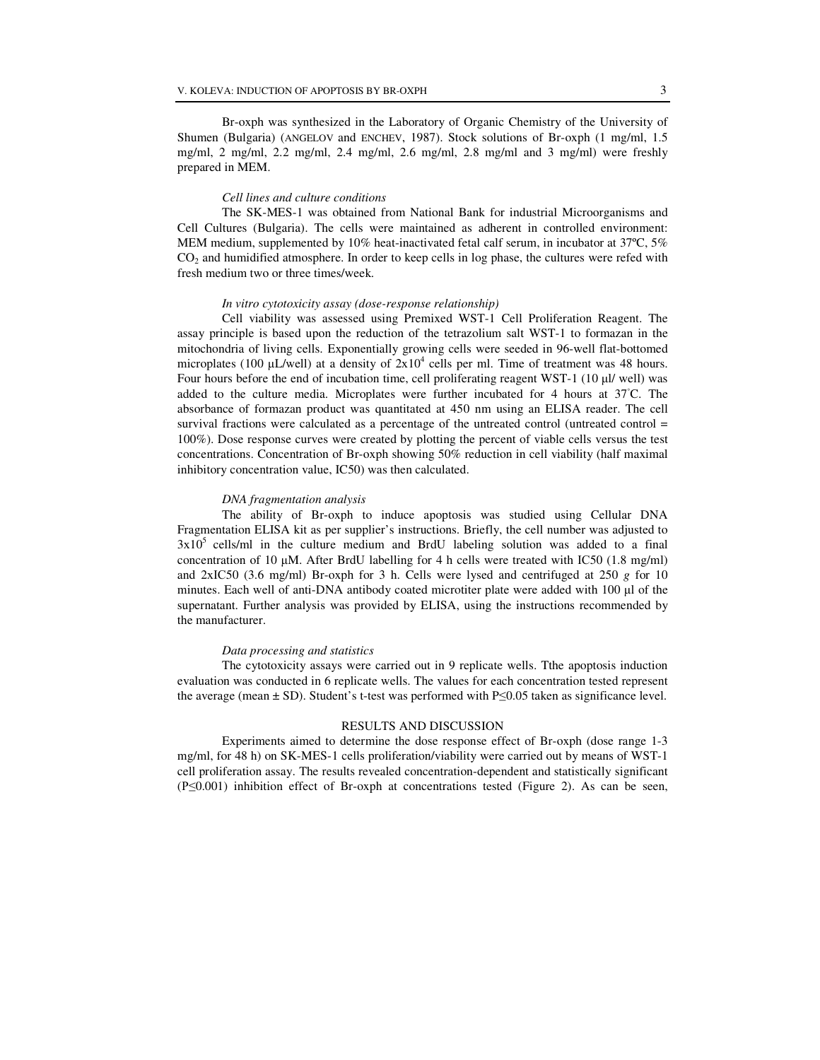Br-oxph was synthesized in the Laboratory of Organic Chemistry of the University of Shumen (Bulgaria) (ANGELOV and ENCHEV, 1987). Stock solutions of Br-oxph (1 mg/ml, 1.5 mg/ml, 2 mg/ml, 2.2 mg/ml, 2.4 mg/ml, 2.6 mg/ml, 2.8 mg/ml and 3 mg/ml) were freshly prepared in MEM.

*Cell lines and culture conditions*

The SK-MES-1 was obtained from National Bank for industrial Microorganisms and Cell Cultures (Bulgaria). The cells were maintained as adherent in controlled environment: MEM medium, supplemented by 10% heat-inactivated fetal calf serum, in incubator at 37ºC, 5% $CO_2$ and humidified atmosphere. In order to keep cells in log phase, the cultures were refed with fresh medium two or three times/week.

*In vitro cytotoxicity assay (dose-response relationship)*

Cell viability was assessed using Premixed WST-1 Cell Proliferation Reagent. The assay principle is based upon the reduction of the tetrazolium salt WST-1 to formazan in the mitochondria of living cells. Exponentially growing cells were seeded in 96-well flat-bottomed microplates (100 μL/well) at a density of $2x10^4$ cells per ml. Time of treatment was 48 hours. Four hours before the end of incubation time, cell proliferating reagent WST-1 (10 μl/ well) was added to the culture media. Microplates were further incubated for 4 hours at 37°C. The absorbance of formazan product was quantitated at 450 nm using an ELISA reader. The cell survival fractions were calculated as a percentage of the untreated control (untreated control = 100%). Dose response curves were created by plotting the percent of viable cells versus the test concentrations. Concentration of Br-oxph showing 50% reduction in cell viability (half maximal inhibitory concentration value, IC50) was then calculated.

*DNA fragmentation analysis*

The ability of Br-oxph to induce apoptosis was studied using Cellular DNA Fragmentation ELISA kit as per supplier's instructions. Briefly, the cell number was adjusted to $3x10^5$ cells/ml in the culture medium and BrdU labeling solution was added to a final concentration of 10 μM. After BrdU labelling for 4 h cells were treated with IC50 (1.8 mg/ml) and 2xIC50 (3.6 mg/ml) Br-oxph for 3 h. Cells were lysed and centrifuged at 250 *g* for 10 minutes. Each well of anti-DNA antibody coated microtiter plate were added with 100 μl of the supernatant. Further analysis was provided by ELISA, using the instructions recommended by the manufacturer.

*Data processing and statistics*

The cytotoxicity assays were carried out in 9 replicate wells. Tthe apoptosis induction evaluation was conducted in 6 replicate wells. The values for each concentration tested represent the average (mean ± SD). Student's t-test was performed with $P \leq 0.05$ taken as significance level.

## RESULTS AND DISCUSSION

Experiments aimed to determine the dose response effect of Br-oxph (dose range 1-3 mg/ml, for 48 h) on SK-MES-1 cells proliferation/viability were carried out by means of WST-1 cell proliferation assay. The results revealed concentration-dependent and statistically significant ($P \leq 0.001$) inhibition effect of Br-oxph at concentrations tested (Figure 2). As can be seen,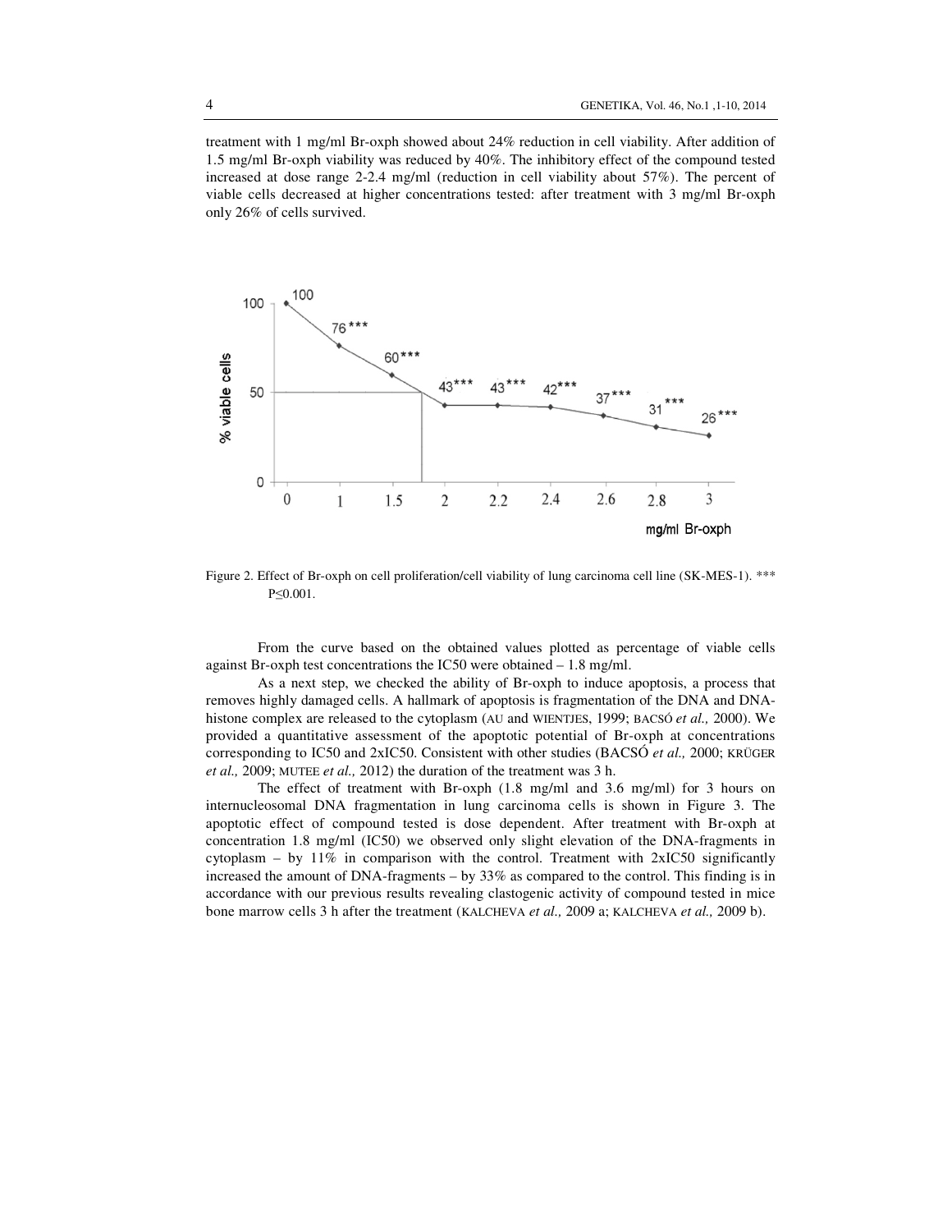treatment with 1 mg/ml Br-oxph showed about 24% reduction in cell viability. After addition of 1.5 mg/ml Br-oxph viability was reduced by 40%. The inhibitory effect of the compound tested increased at dose range 2-2.4 mg/ml (reduction in cell viability about 57%). The percent of viable cells decreased at higher concentrations tested: after treatment with 3 mg/ml Br-oxph only 26% of cells survived.

Figure 2. Effect of Br-oxph on cell proliferation/cell viability of lung carcinoma cell line (SK-MES-1). *** P≤0.001.

From the curve based on the obtained values plotted as percentage of viable cells against Br-oxph test concentrations the IC50 were obtained – 1.8 mg/ml.

As a next step, we checked the ability of Br-oxph to induce apoptosis, a process that removes highly damaged cells. A hallmark of apoptosis is fragmentation of the DNA and DNA-histone complex are released to the cytoplasm (AU and WIENTJES, 1999; BACSÓ *et al.,* 2000). We provided a quantitative assessment of the apoptotic potential of Br-oxph at concentrations corresponding to IC50 and 2xIC50. Consistent with other studies (BACSÓ *et al.,* 2000; KRÜGER *et al.,* 2009; MUTEE *et al.,* 2012) the duration of the treatment was 3 h.

The effect of treatment with Br-oxph (1.8 mg/ml and 3.6 mg/ml) for 3 hours on internucleosomal DNA fragmentation in lung carcinoma cells is shown in Figure 3. The apoptotic effect of compound tested is dose dependent. After treatment with Br-oxph at concentration 1.8 mg/ml (IC50) we observed only slight elevation of the DNA-fragments in cytoplasm – by 11% in comparison with the control. Treatment with 2xIC50 significantly increased the amount of DNA-fragments – by 33% as compared to the control. This finding is in accordance with our previous results revealing clastogenic activity of compound tested in mice bone marrow cells 3 h after the treatment (KALCHEVA *et al.,* 2009 a; KALCHEVA *et al.,* 2009 b).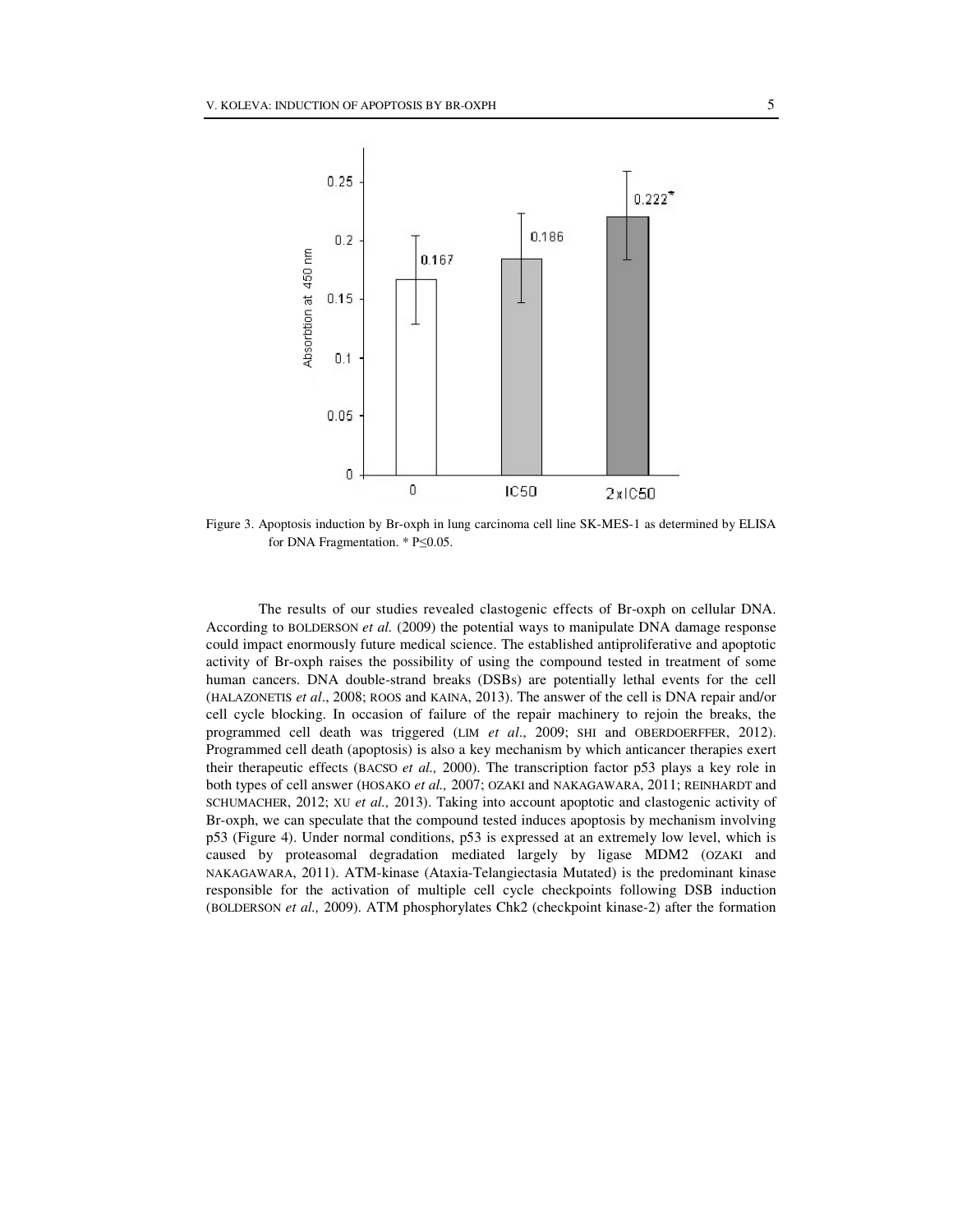Figure 3. Apoptosis induction by Br-oxph in lung carcinoma cell line SK-MES-1 as determined by ELISA for DNA Fragmentation. * P≤0.05.

The results of our studies revealed clastogenic effects of Br-oxph on cellular DNA. According to BOLDERSON *et al.* (2009) the potential ways to manipulate DNA damage response could impact enormously future medical science. The established antiproliferative and apoptotic activity of Br-oxph raises the possibility of using the compound tested in treatment of some human cancers. DNA double-strand breaks (DSBs) are potentially lethal events for the cell (HALAZONETIS *et al*., 2008; ROOS and KAINA, 2013). The answer of the cell is DNA repair and/or cell cycle blocking. In occasion of failure of the repair machinery to rejoin the breaks, the programmed cell death was triggered (LIM *et al*., 2009; SHI and OBERDOERFFER, 2012). Programmed cell death (apoptosis) is also a key mechanism by which anticancer therapies exert their therapeutic effects (BACSO *et al.,* 2000). The transcription factor p53 plays a key role in both types of cell answer (HOSAKO *et al.,* 2007; OZAKI and NAKAGAWARA, 2011; REINHARDT and SCHUMACHER, 2012; XU *et al.,* 2013). Taking into account apoptotic and clastogenic activity of Br-oxph, we can speculate that the compound tested induces apoptosis by mechanism involving p53 (Figure 4). Under normal conditions, p53 is expressed at an extremely low level, which is caused by proteasomal degradation mediated largely by ligase MDM2 (OZAKI and NAKAGAWARA, 2011). ATM-kinase (Ataxia-Telangiectasia Mutated) is the predominant kinase responsible for the activation of multiple cell cycle checkpoints following DSB induction (BOLDERSON *et al.,* 2009). ATM phosphorylates Chk2 (checkpoint kinase-2) after the formation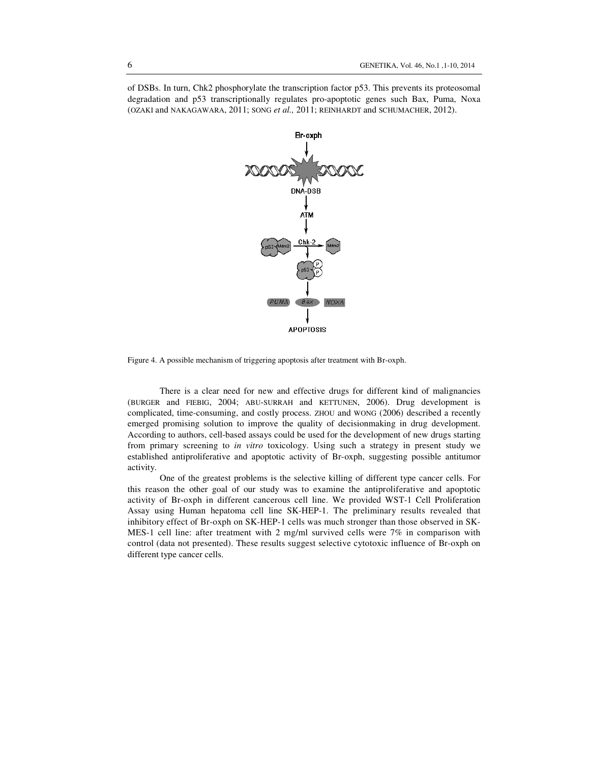of DSBs. In turn, Chk2 phosphorylate the transcription factor p53. This prevents its proteosomal degradation and p53 transcriptionally regulates pro-apoptotic genes such Bax, Puma, Noxa (OZAKI and NAKAGAWARA, 2011; SONG *et al.,* 2011; REINHARDT and SCHUMACHER, 2012).

Figure 4. A possible mechanism of triggering apoptosis after treatment with Br-oxph.

There is a clear need for new and effective drugs for different kind of malignancies (BURGER and FIEBIG, 2004; ABU-SURRAH and KETTUNEN, 2006). Drug development is complicated, time-consuming, and costly process. ZHOU and WONG (2006) described a recently emerged promising solution to improve the quality of decisionmaking in drug development. According to authors, cell-based assays could be used for the development of new drugs starting from primary screening to *in vitro* toxicology. Using such a strategy in present study we established antiproliferative and apoptotic activity of Br-oxph, suggesting possible antitumor activity.

One of the greatest problems is the selective killing of different type cancer cells. For this reason the other goal of our study was to examine the antiproliferative and apoptotic activity of Br-oxph in different cancerous cell line. We provided WST-1 Cell Proliferation Assay using Human hepatoma cell line SK-HEP-1. The preliminary results revealed that inhibitory effect of Br-oxph on SK-HEP-1 cells was much stronger than those observed in SK-MES-1 cell line: after treatment with 2 mg/ml survived cells were 7% in comparison with control (data not presented). These results suggest selective cytotoxic influence of Br-oxph on different type cancer cells.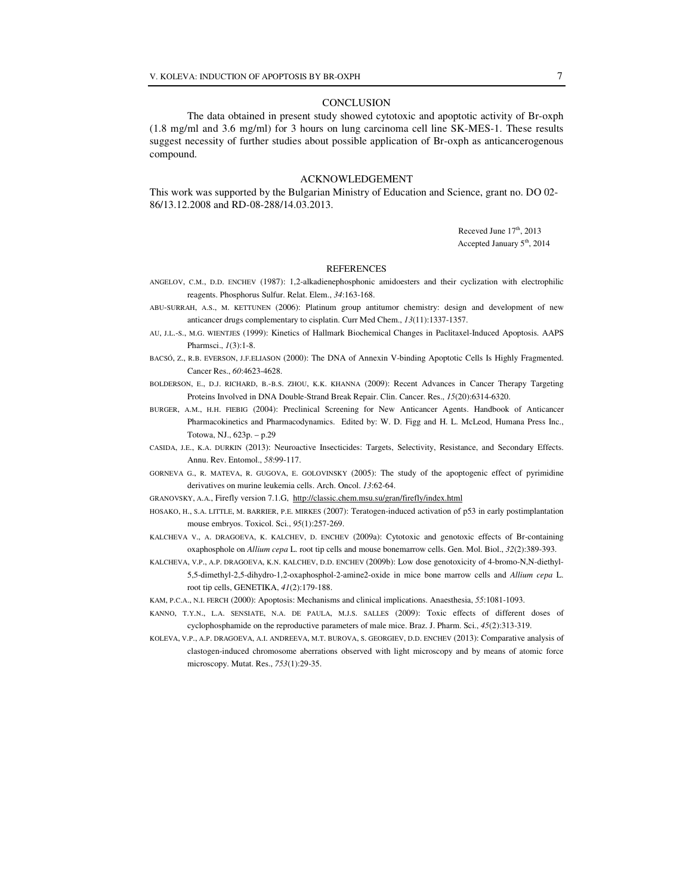## CONCLUSION

The data obtained in present study showed cytotoxic and apoptotic activity of Br-oxph (1.8 mg/ml and 3.6 mg/ml) for 3 hours on lung carcinoma cell line SK-MES-1. These results suggest necessity of further studies about possible application of Br-oxph as anticancerogenous compound.

## ACKNOWLEDGEMENT

This work was supported by the Bulgarian Ministry of Education and Science, grant no. DO 02-86/13.12.2008 and RD-08-288/14.03.2013.

Receved June 17th, 2013
Accepted January 5th, 2014

## REFERENCES

ANGELOV, C.M., D.D. ENCHEV (1987): 1,2-alkadienephosphonic amidoesters and their cyclization with electrophilic reagents. Phosphorus Sulfur. Relat. Elem., *34*:163-168.

ABU-SURRAH, A.S., M. KETTUNEN (2006): Platinum group antitumor chemistry: design and development of new anticancer drugs complementary to cisplatin. Curr Med Chem., *13*(11):1337-1357.

AU, J.L.-S., M.G. WIENTJES (1999): Kinetics of Hallmark Biochemical Changes in Paclitaxel-Induced Apoptosis. AAPS Pharmsci., *1*(3):1-8.

BACSÓ, Z., R.B. EVERSON, J.F.ELIASON (2000): The DNA of Annexin V-binding Apoptotic Cells Is Highly Fragmented. Cancer Res., *60*:4623-4628.

BOLDERSON, E., D.J. RICHARD, B.-B.S. ZHOU, K.K. KHANNA (2009): Recent Advances in Cancer Therapy Targeting Proteins Involved in DNA Double-Strand Break Repair. Clin. Cancer. Res., *15*(20):6314-6320.

BURGER, A.M., H.H. FIEBIG (2004): Preclinical Screening for New Anticancer Agents. Handbook of Anticancer Pharmacokinetics and Pharmacodynamics. Edited by: W. D. Figg and H. L. McLeod, Humana Press Inc., Totowa, NJ., 623p. – p.29

CASIDA, J.E., K.A. DURKIN (2013): Neuroactive Insecticides: Targets, Selectivity, Resistance, and Secondary Effects. Annu. Rev. Entomol., *58*:99-117.

GORNEVA G., R. MATEVA, R. GUGOVA, E. GOLOVINSKY (2005): The study of the apoptogenic effect of pyrimidine derivatives on murine leukemia cells. Arch. Oncol. *13*:62-64.

GRANOVSKY, A.A., Firefly version 7.1.G, http://classic.chem.msu.su/gran/firefly/index.html

HOSAKO, H., S.A. LITTLE, M. BARRIER, P.E. MIRKES (2007): Teratogen-induced activation of p53 in early postimplantation mouse embryos. Toxicol. Sci., *95*(1):257-269.

KALCHEVA V., A. DRAGOEVA, K. KALCHEV, D. ENCHEV (2009a): Cytotoxic and genotoxic effects of Br-containing oxaphosphole on *Allium cepa* L. root tip cells and mouse bonemarrow cells. Gen. Mol. Biol., *32*(2):389-393.

KALCHEVA, V.P., A.P. DRAGOEVA, K.N. KALCHEV, D.D. ENCHEV (2009b): Low dose genotoxicity of 4-bromo-N,N-diethyl-5,5-dimethyl-2,5-dihydro-1,2-oxaphosphol-2-amine2-oxide in mice bone marrow cells and *Allium cepa* L. root tip cells, GENETIKA, *41*(2):179-188.

KAM, P.C.A., N.I. FERCH (2000): Apoptosis: Mechanisms and clinical implications. Anaesthesia, *55*:1081-1093.

KANNO, T.Y.N., L.A. SENSIATE, N.A. DE PAULA, M.J.S. SALLES (2009): Toxic effects of different doses of cyclophosphamide on the reproductive parameters of male mice. Braz. J. Pharm. Sci., *45*(2):313-319.

KOLEVA, V.P., A.P. DRAGOEVA, A.I. ANDREEVA, M.T. BUROVA, S. GEORGIEV, D.D. ENCHEV (2013): Comparative analysis of clastogen-induced chromosome aberrations observed with light microscopy and by means of atomic force microscopy. Mutat. Res., *753*(1):29-35.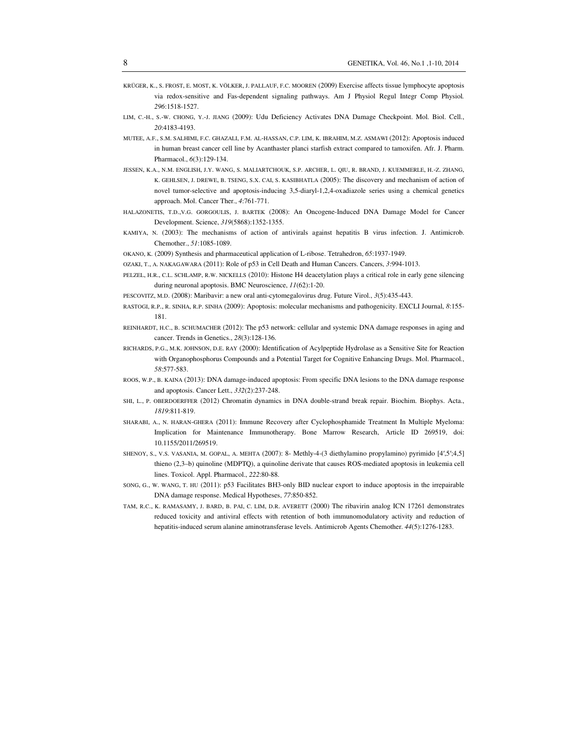KRÜGER, K., S. FROST, E. MOST, K. VÖLKER, J. PALLAUF, F.C. MOOREN (2009) Exercise affects tissue lymphocyte apoptosis via redox-sensitive and Fas-dependent signaling pathways. Am J Physiol Regul Integr Comp Physiol. *296*:1518-1527.

LIM, C.-H., S.-W. CHONG, Y.-J. JIANG (2009): Udu Deficiency Activates DNA Damage Checkpoint. Mol. Biol. Cell., *20*:4183-4193.

MUTEE, A.F., S.M. SALHIMI, F.C. GHAZALI, F.M. AL-HASSAN, C.P. LIM, K. IBRAHIM, M.Z. ASMAWI (2012): Apoptosis induced in human breast cancer cell line by Acanthaster planci starfish extract compared to tamoxifen. Afr. J. Pharm. Pharmacol., *6*(3):129-134.

JESSEN, K.A., N.M. ENGLISH, J.Y. WANG, S. MALIARTCHOUK, S.P. ARCHER, L. QIU, R. BRAND, J. KUEMMERLE, H.-Z. ZHANG, K. GEHLSEN, J. DREWE, B. TSENG, S.X. CAI, S. KASIBHATLA (2005): The discovery and mechanism of action of novel tumor-selective and apoptosis-inducing 3,5-diaryl-1,2,4-oxadiazole series using a chemical genetics approach. Mol. Cancer Ther., *4*:761-771.

HALAZONETIS, T.D.,V.G. GORGOULIS, J. BARTEK (2008): An Oncogene-Induced DNA Damage Model for Cancer Development. Science, *319*(5868):1352-1355.

KAMIYA, N. (2003): The mechanisms of action of antivirals against hepatitis B virus infection. J. Antimicrob. Chemother., *51*:1085-1089.

OKANO, K. (2009) Synthesis and pharmaceutical application of L-ribose. Tetrahedron, *65*:1937-1949.

OZAKI, T., A. NAKAGAWARA (2011): Role of p53 in Cell Death and Human Cancers. Cancers, *3*:994-1013.

PELZEL, H.R., C.L. SCHLAMP, R.W. NICKELLS (2010): Histone H4 deacetylation plays a critical role in early gene silencing during neuronal apoptosis. BMC Neuroscience, *11*(62):1-20.

PESCOVITZ, M.D. (2008): Maribavir: a new oral anti-cytomegalovirus drug. Future Virol., *3*(5):435-443.

RASTOGI, R.P., R. SINHA, R.P. SINHA (2009): Apoptosis: molecular mechanisms and pathogenicity. EXCLI Journal, *8*:155-181.

REINHARDT, H.C., B. SCHUMACHER (2012): The p53 network: cellular and systemic DNA damage responses in aging and cancer. Trends in Genetics., *28*(3):128-136.

RICHARDS, P.G., M.K. JOHNSON, D.E. RAY (2000): Identification of Acylpeptide Hydrolase as a Sensitive Site for Reaction with Organophosphorus Compounds and a Potential Target for Cognitive Enhancing Drugs. Mol. Pharmacol., *58*:577-583.

ROOS, W.P., B. KAINA (2013): DNA damage-induced apoptosis: From specific DNA lesions to the DNA damage response and apoptosis. Cancer Lett., *332*(2):237-248.

SHI, L., P. OBERDOERFFER (2012) Chromatin dynamics in DNA double-strand break repair. Biochim. Biophys. Acta., *1819*:811-819.

SHARABI, A., N. HARAN-GHERA (2011): Immune Recovery after Cyclophosphamide Treatment In Multiple Myeloma: Implication for Maintenance Immunotherapy. Bone Marrow Research, Article ID 269519, doi: 10.1155/2011/269519.

SHENOY, S., V.S. VASANIA, M. GOPAL, A. MEHTA (2007): 8- Methly-4-(3 diethylamino propylamino) pyrimido [4′,5′;4,5] thieno (2,3–b) quinoline (MDPTQ), a quinoline derivate that causes ROS-mediated apoptosis in leukemia cell lines. Toxicol. Appl. Pharmacol., *222*:80-88.

SONG, G., W. WANG, T. HU (2011): p53 Facilitates BH3-only BID nuclear export to induce apoptosis in the irrepairable DNA damage response. Medical Hypotheses, *77*:850-852.

TAM, R.C., K. RAMASAMY, J. BARD, B. PAI, C. LIM, D.R. AVERETT (2000) The ribavirin analog ICN 17261 demonstrates reduced toxicity and antiviral effects with retention of both immunomodulatory activity and reduction of hepatitis-induced serum alanine aminotransferase levels. Antimicrob Agents Chemother. *44*(5):1276-1283.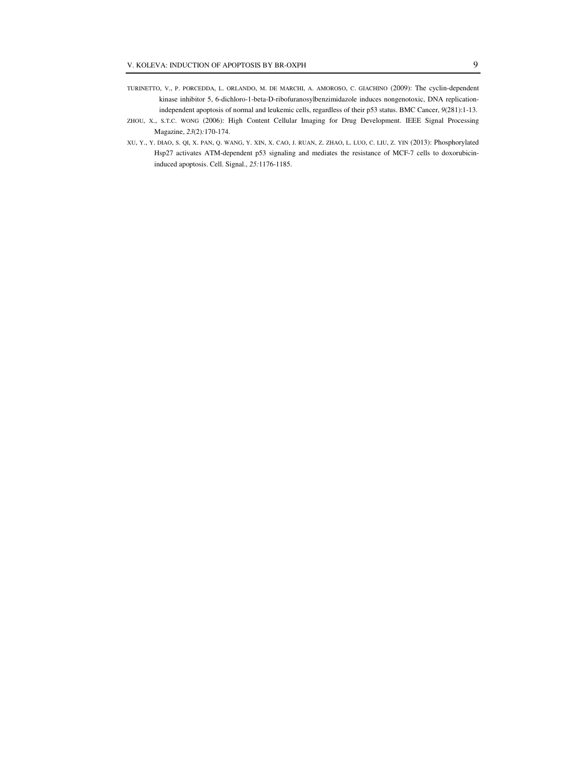TURINETTO, V., P. PORCEDDA, L. ORLANDO, M. DE MARCHI, A. AMOROSO, C. GIACHINO (2009): The cyclin-dependent kinase inhibitor 5, 6-dichloro-1-beta-D-ribofuranosylbenzimidazole induces nongenotoxic, DNA replication-independent apoptosis of normal and leukemic cells, regardless of their p53 status. BMC Cancer, *9*(281):1-13.

ZHOU, X., S.T.C. WONG (2006): High Content Cellular Imaging for Drug Development. IEEE Signal Processing Magazine, *23*(2)*:*170-174.

XU, Y., Y. DIAO, S. QI, X. PAN, Q. WANG, Y. XIN, X. CAO, J. RUAN, Z. ZHAO, L. LUO, C. LIU, Z. YIN (2013): Phosphorylated Hsp27 activates ATM-dependent p53 signaling and mediates the resistance of MCF-7 cells to doxorubicin-induced apoptosis. Cell. Signal., *25:*1176-1185.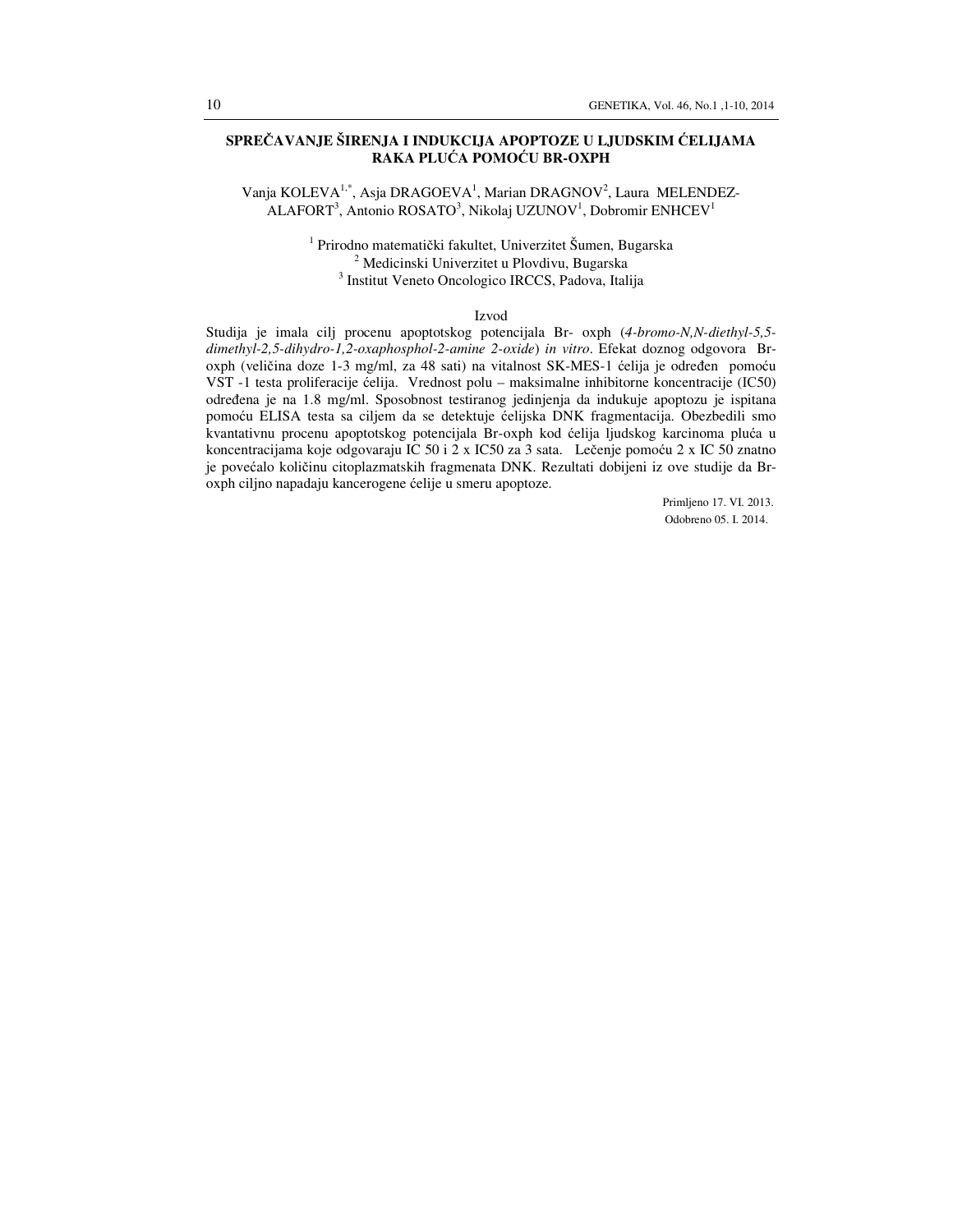# SPREČAVANJE ŠIRENJA I INDUKCIJA APOPTOZE U LJUDSKIM ĆELIJAMA RAKA PLUĆA POMOĆU BR-OXPH

Vanja KOLEVA[1,*], Asja DRAGOEVA[1], Marian DRAGNOV[2], Laura MELENDEZ-ALAFORT[3], Antonio ROSATO[3], Nikolaj UZUNOV[1], Dobromir ENHCEV[1]

[1] Prirodno matematički fakultet, Univerzitet Šumen, Bugarska
[2] Medicinski Univerzitet u Plovdivu, Bugarska
[3] Institut Veneto Oncologico IRCCS, Padova, Italija

## Izvod

Studija je imala cilj procenu apoptotskog potencijala Br- oxph (*4-bromo-N,N-diethyl-5,5-dimethyl-2,5-dihydro-1,2-oxaphosphol-2-amine 2-oxide*) *in vitro*. Efekat doznog odgovora Br-oxph (veličina doze 1-3 mg/ml, za 48 sati) na vitalnost SK-MES-1 ćelija je određen pomoću VST -1 testa proliferacije ćelija. Vrednost polu – maksimalne inhibitorne koncentracije (IC50) određena je na 1.8 mg/ml. Sposobnost testiranog jedinjenja da indukuje apoptozu je ispitana pomoću ELISA testa sa ciljem da se detektuje ćelijska DNK fragmentacija. Obezbedili smo kvantativnu procenu apoptotskog potencijala Br-oxph kod ćelija ljudskog karcinoma pluća u koncentracijama koje odgovaraju IC 50 i 2 x IC50 za 3 sata. Lečenje pomoću 2 x IC 50 znatno je povećalo količinu citoplazmatskih fragmenata DNK. Rezultati dobijeni iz ove studije da Br-oxph ciljno napadaju kancerogene ćelije u smeru apoptoze.

Primljeno 17. VI. 2013.
Odobreno 05. I. 2014.